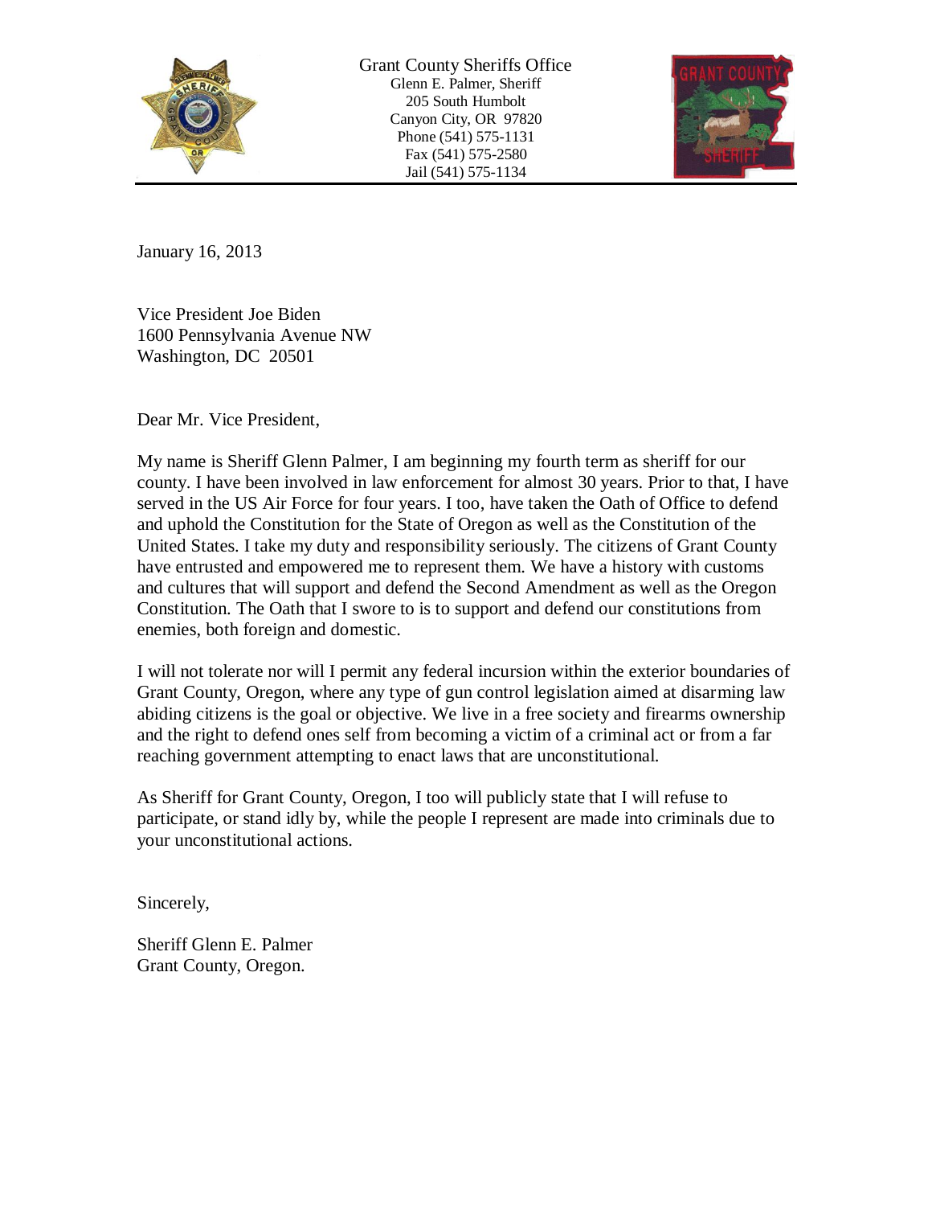Grant County Sheriffs Office
Glenn E. Palmer, Sheriff
205 South Humbolt
Canyon City, OR 97820
Phone (541) 575-1131
Fax (541) 575-2580
Jail (541) 575-1134

January 16, 2013

Vice President Joe Biden
1600 Pennsylvania Avenue NW
Washington, DC 20501

Dear Mr. Vice President,

My name is Sheriff Glenn Palmer, I am beginning my fourth term as sheriff for our county. I have been involved in law enforcement for almost 30 years. Prior to that, I have served in the US Air Force for four years. I too, have taken the Oath of Office to defend and uphold the Constitution for the State of Oregon as well as the Constitution of the United States. I take my duty and responsibility seriously. The citizens of Grant County have entrusted and empowered me to represent them. We have a history with customs and cultures that will support and defend the Second Amendment as well as the Oregon Constitution. The Oath that I swore to is to support and defend our constitutions from enemies, both foreign and domestic.

I will not tolerate nor will I permit any federal incursion within the exterior boundaries of Grant County, Oregon, where any type of gun control legislation aimed at disarming law abiding citizens is the goal or objective. We live in a free society and firearms ownership and the right to defend ones self from becoming a victim of a criminal act or from a far reaching government attempting to enact laws that are unconstitutional.

As Sheriff for Grant County, Oregon, I too will publicly state that I will refuse to participate, or stand idly by, while the people I represent are made into criminals due to your unconstitutional actions.

Sincerely,

Sheriff Glenn E. Palmer
Grant County, Oregon.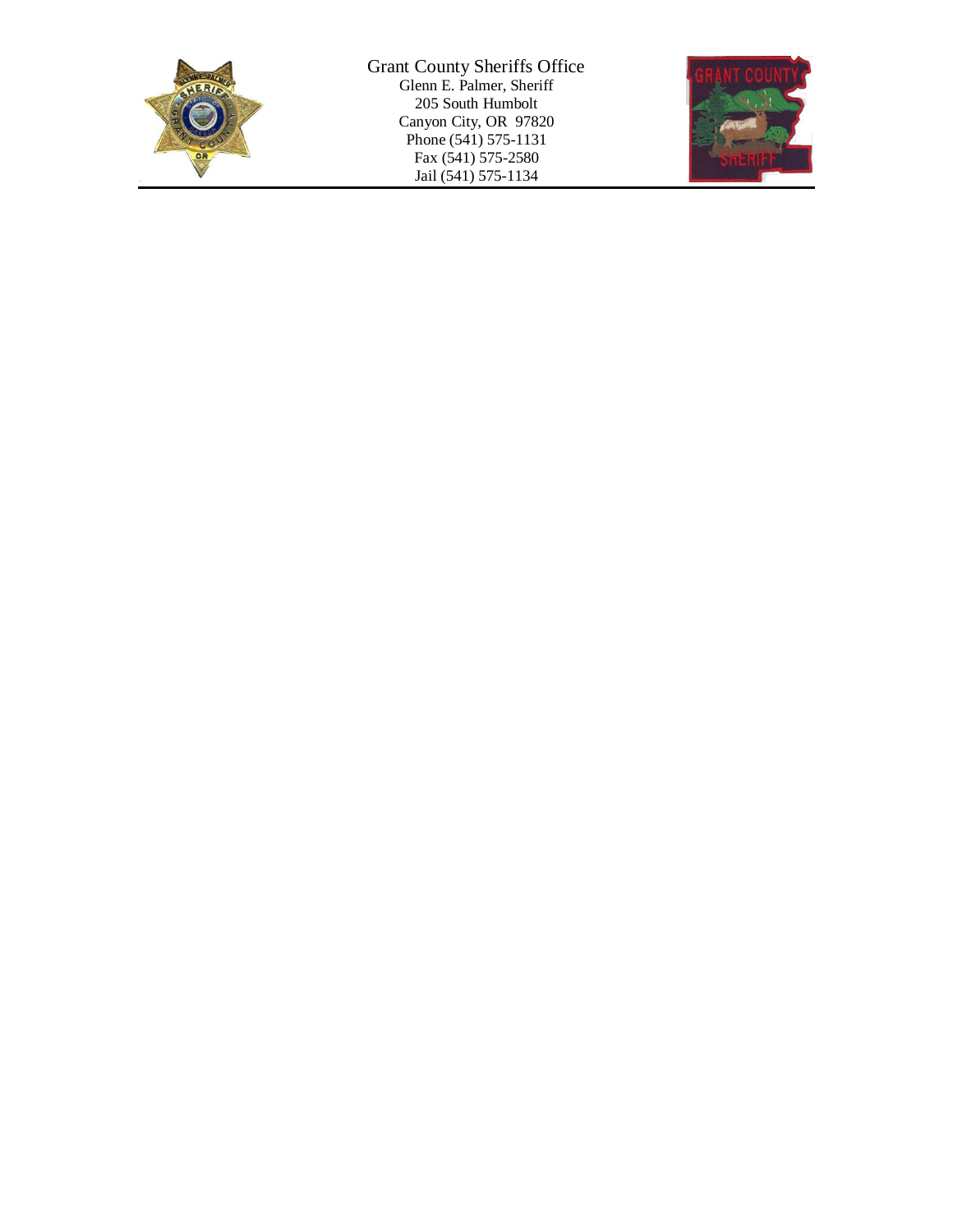Grant County Sheriffs Office
Glenn E. Palmer, Sheriff
205 South Humbolt
Canyon City, OR 97820
Phone (541) 575-1131
Fax (541) 575-2580
Jail (541) 575-1134